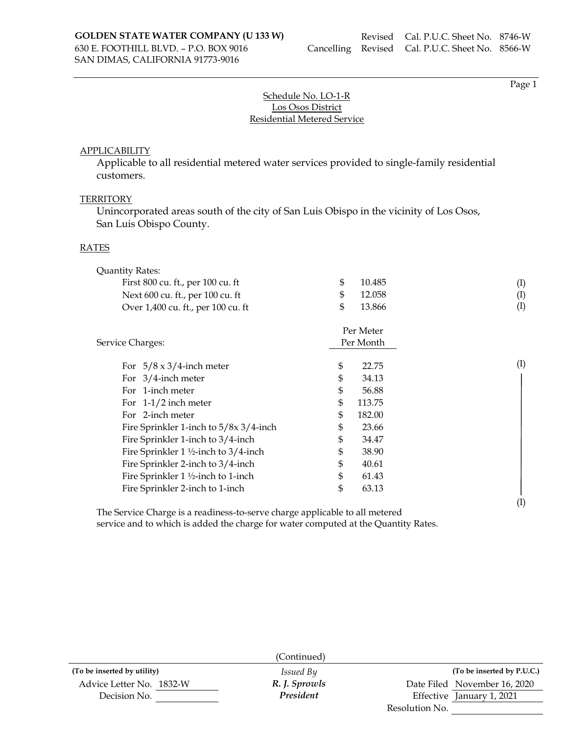**GOLDEN STATE WATER COMPANY (U 133 W)**
630 E. FOOTHILL BLVD. – P.O. BOX 9016
SAN DIMAS, CALIFORNIA 91773-9016

Revised Cal. P.U.C. Sheet No. 8746-W
Cancelling Revised Cal. P.U.C. Sheet No. 8566-W

Page 1

Schedule No. LO-1-R
Los Osos District
Residential Metered Service

APPLICABILITY

Applicable to all residential metered water services provided to single-family residential customers.

TERRITORY

Unincorporated areas south of the city of San Luis Obispo in the vicinity of Los Osos, San Luis Obispo County.

RATES

| | | |
|---|---|---|
| Quantity Rates: | | |
| First 800 cu. ft., per 100 cu. ft | $ 10.485 | (I) |
| Next 600 cu. ft., per 100 cu. ft | $ 12.058 | (I) |
| Over 1,400 cu. ft., per 100 cu. ft | $ 13.866 | (I) |

| Service Charges: | Per Meter Per Month | |
|---|---|---|
| For 5/8 x 3/4-inch meter | $ 22.75 | (I) |
| For 3/4-inch meter | $ 34.13 | \| |
| For 1-inch meter | $ 56.88 | \| |
| For 1-1/2 inch meter | $ 113.75 | \| |
| For 2-inch meter | $ 182.00 | \| |
| Fire Sprinkler 1-inch to 5/8x 3/4-inch | $ 23.66 | \| |
| Fire Sprinkler 1-inch to 3/4-inch | $ 34.47 | \| |
| Fire Sprinkler 1 ½-inch to 3/4-inch | $ 38.90 | \| |
| Fire Sprinkler 2-inch to 3/4-inch | $ 40.61 | \| |
| Fire Sprinkler 1 ½-inch to 1-inch | $ 61.43 | \| |
| Fire Sprinkler 2-inch to 1-inch | $ 63.13 | (I) |

The Service Charge is a readiness-to-serve charge applicable to all metered service and to which is added the charge for water computed at the Quantity Rates.

(Continued)

| (To be inserted by utility) | Issued By | (To be inserted by P.U.C.) |
|---|---|---|
| Advice Letter No. 1832-W | *R. J. Sprowls* | Date Filed November 16, 2020 |
| Decision No. | *President* | Effective January 1, 2021 |
| | | Resolution No. |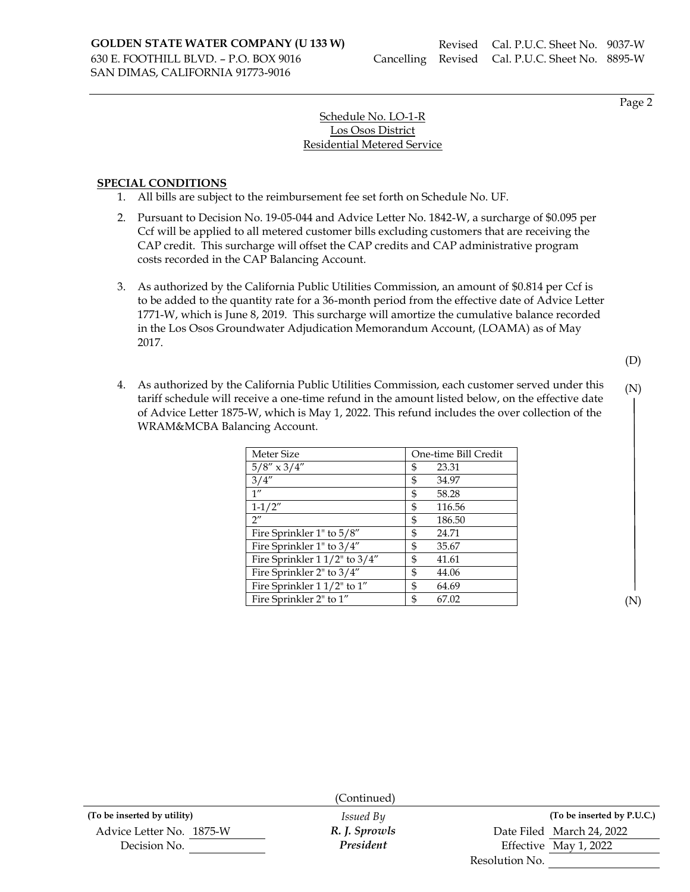GOLDEN STATE WATER COMPANY (U 133 W)
630 E. FOOTHILL BLVD. – P.O. BOX 9016
SAN DIMAS, CALIFORNIA 91773-9016

Revised Cal. P.U.C. Sheet No. 9037-W
Cancelling Revised Cal. P.U.C. Sheet No. 8895-W

Schedule No. LO-1-R
Los Osos District
Residential Metered Service

**SPECIAL CONDITIONS**

1. All bills are subject to the reimbursement fee set forth on Schedule No. UF.
2. Pursuant to Decision No. 19-05-044 and Advice Letter No. 1842-W, a surcharge of $0.095 per Ccf will be applied to all metered customer bills excluding customers that are receiving the CAP credit. This surcharge will offset the CAP credits and CAP administrative program costs recorded in the CAP Balancing Account.
3. As authorized by the California Public Utilities Commission, an amount of $0.814 per Ccf is to be added to the quantity rate for a 36-month period from the effective date of Advice Letter 1771-W, which is June 8, 2019. This surcharge will amortize the cumulative balance recorded in the Los Osos Groundwater Adjudication Memorandum Account, (LOAMA) as of May 2017.

(D)

4. As authorized by the California Public Utilities Commission, each customer served under this tariff schedule will receive a one-time refund in the amount listed below, on the effective date of Advice Letter 1875-W, which is May 1, 2022. This refund includes the over collection of the WRAM&MCBA Balancing Account. (N)

| Meter Size | One-time Bill Credit |
|---|---|
| 5/8″ x 3/4″ | $ 23.31 |
| 3/4″ | $ 34.97 |
| 1″ | $ 58.28 |
| 1-1/2″ | $ 116.56 |
| 2″ | $ 186.50 |
| Fire Sprinkler 1" to 5/8″ | $ 24.71 |
| Fire Sprinkler 1" to 3/4″ | $ 35.67 |
| Fire Sprinkler 1 1/2" to 3/4″ | $ 41.61 |
| Fire Sprinkler 2" to 3/4″ | $ 44.06 |
| Fire Sprinkler 1 1/2" to 1″ | $ 64.69 |
| Fire Sprinkler 2" to 1″ | $ 67.02 |

(N)

(Continued)

| (To be inserted by utility) | Issued By | (To be inserted by P.U.C.) |
|---|---|---|
| Advice Letter No. 1875-W | *R. J. Sprowls* | Date Filed March 24, 2022 |
| Decision No. | *President* | Effective May 1, 2022 |
| | | Resolution No. |